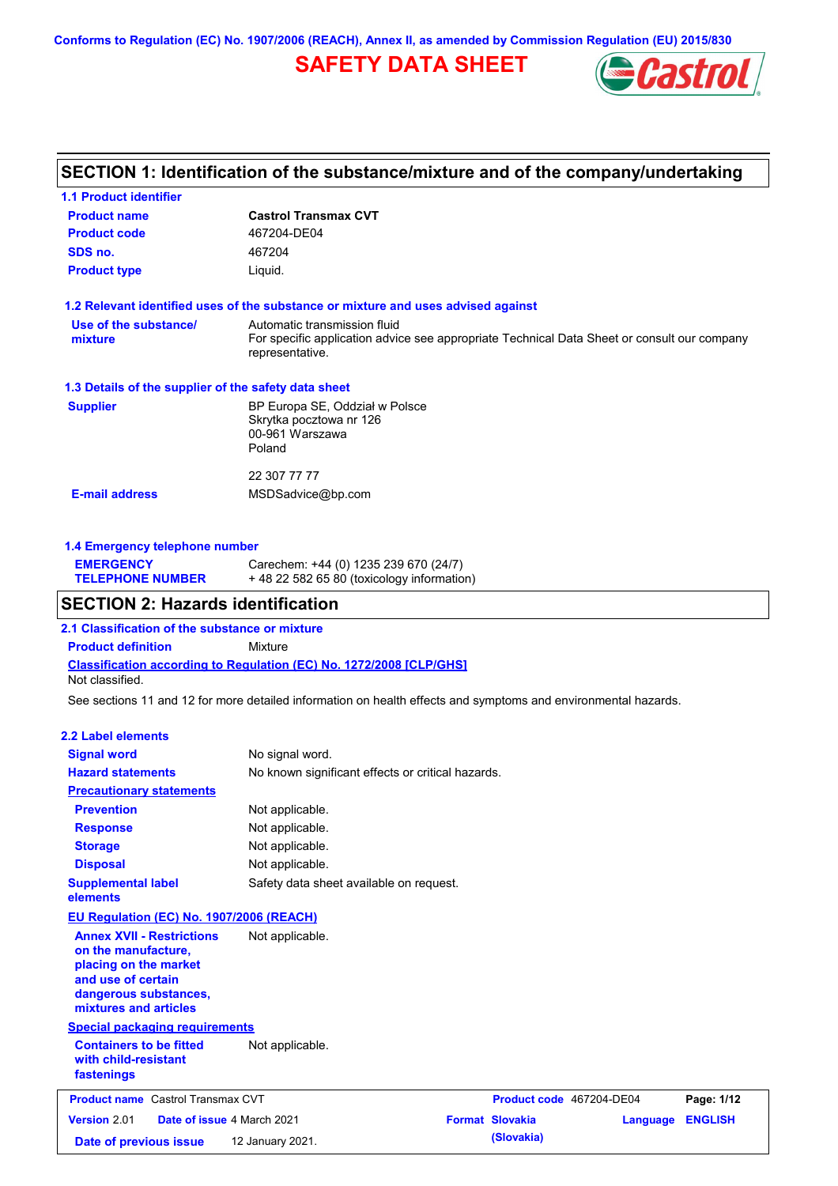Conforms to Regulation (EC) No. 1907/2006 (REACH), Annex II, as amended by Commission Regulation (EU) 2015/830

# SAFETY DATA SHEET

## SECTION 1: Identification of the substance/mixture and of the company/undertaking

### 1.1 Product identifier

**Product name** Castrol Transmax CVT

**Product code** 467204-DE04

**SDS no.** 467204

**Product type** Liquid.

### 1.2 Relevant identified uses of the substance or mixture and uses advised against

**Use of the substance/ mixture** Automatic transmission fluid
For specific application advice see appropriate Technical Data Sheet or consult our company representative.

### 1.3 Details of the supplier of the safety data sheet

**Supplier** BP Europa SE, Oddział w Polsce
Skrytka pocztowa nr 126
00-961 Warszawa
Poland

22 307 77 77

**E-mail address** MSDSadvice@bp.com

### 1.4 Emergency telephone number

**EMERGENCY TELEPHONE NUMBER** Carechem: +44 (0) 1235 239 670 (24/7)
+ 48 22 582 65 80 (toxicology information)

## SECTION 2: Hazards identification

### 2.1 Classification of the substance or mixture

**Product definition** Mixture

**Classification according to Regulation (EC) No. 1272/2008 [CLP/GHS]**

Not classified.

See sections 11 and 12 for more detailed information on health effects and symptoms and environmental hazards.

### 2.2 Label elements

**Signal word** No signal word.

**Hazard statements** No known significant effects or critical hazards.

**Precautionary statements**

**Prevention** Not applicable.

**Response** Not applicable.

**Storage** Not applicable.

**Disposal** Not applicable.

**Supplemental label elements** Safety data sheet available on request.

**EU Regulation (EC) No. 1907/2006 (REACH)**

**Annex XVII - Restrictions on the manufacture, placing on the market and use of certain dangerous substances, mixtures and articles** Not applicable.

**Special packaging requirements**

**Containers to be fitted with child-resistant fastenings** Not applicable.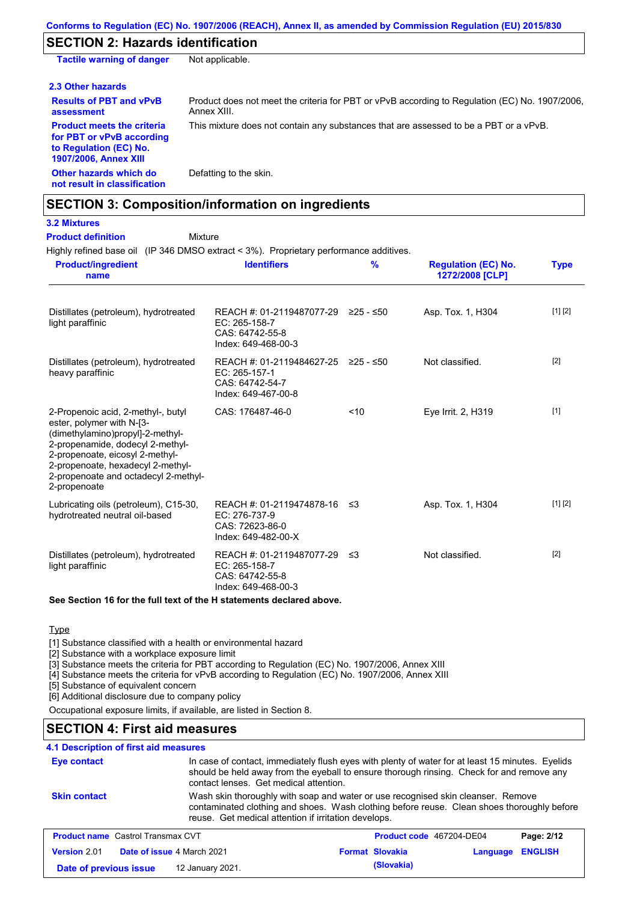## SECTION 2: Hazards identification

**Tactile warning of danger** Not applicable.

### 2.3 Other hazards

**Results of PBT and vPvB assessment** Product does not meet the criteria for PBT or vPvB according to Regulation (EC) No. 1907/2006, Annex XIII.

**Product meets the criteria for PBT or vPvB according to Regulation (EC) No. 1907/2006, Annex XIII** This mixture does not contain any substances that are assessed to be a PBT or a vPvB.

**Other hazards which do not result in classification** Defatting to the skin.

## SECTION 3: Composition/information on ingredients

### 3.2 Mixtures

**Product definition** Mixture

Highly refined base oil (IP 346 DMSO extract < 3%). Proprietary performance additives.

| Product/ingredient name | Identifiers | % | Regulation (EC) No. 1272/2008 [CLP] | Type |
|---|---|---|---|---|
| Distillates (petroleum), hydrotreated light paraffinic | REACH #: 01-2119487077-29<br>EC: 265-158-7<br>CAS: 64742-55-8<br>Index: 649-468-00-3 | ≥25 - ≤50 | Asp. Tox. 1, H304 | [1] [2] |
| Distillates (petroleum), hydrotreated heavy paraffinic | REACH #: 01-2119484627-25<br>EC: 265-157-1<br>CAS: 64742-54-7<br>Index: 649-467-00-8 | ≥25 - ≤50 | Not classified. | [2] |
| 2-Propenoic acid, 2-methyl-, butyl ester, polymer with N-[3-(dimethylamino)propyl]-2-methyl-2-propenamide, dodecyl 2-methyl-2-propenoate, eicosyl 2-methyl-2-propenoate, hexadecyl 2-methyl-2-propenoate and octadecyl 2-methyl-2-propenoate | CAS: 176487-46-0 | <10 | Eye Irrit. 2, H319 | [1] |
| Lubricating oils (petroleum), C15-30, hydrotreated neutral oil-based | REACH #: 01-2119474878-16<br>EC: 276-737-9<br>CAS: 72623-86-0<br>Index: 649-482-00-X | ≤3 | Asp. Tox. 1, H304 | [1] [2] |
| Distillates (petroleum), hydrotreated light paraffinic | REACH #: 01-2119487077-29<br>EC: 265-158-7<br>CAS: 64742-55-8<br>Index: 649-468-00-3 | ≤3 | Not classified. | [2] |

**See Section 16 for the full text of the H statements declared above.**

Type

[1] Substance classified with a health or environmental hazard
[2] Substance with a workplace exposure limit
[3] Substance meets the criteria for PBT according to Regulation (EC) No. 1907/2006, Annex XIII
[4] Substance meets the criteria for vPvB according to Regulation (EC) No. 1907/2006, Annex XIII
[5] Substance of equivalent concern
[6] Additional disclosure due to company policy

Occupational exposure limits, if available, are listed in Section 8.

## SECTION 4: First aid measures

### 4.1 Description of first aid measures

**Eye contact** In case of contact, immediately flush eyes with plenty of water for at least 15 minutes. Eyelids should be held away from the eyeball to ensure thorough rinsing. Check for and remove any contact lenses. Get medical attention.

**Skin contact** Wash skin thoroughly with soap and water or use recognised skin cleanser. Remove contaminated clothing and shoes. Wash clothing before reuse. Clean shoes thoroughly before reuse. Get medical attention if irritation develops.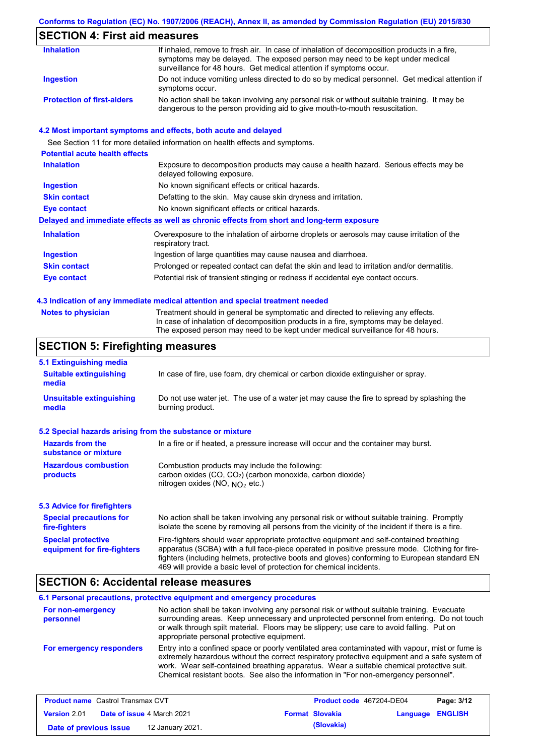## SECTION 4: First aid measures

| | |
|---|---|
| **Inhalation** | If inhaled, remove to fresh air. In case of inhalation of decomposition products in a fire, symptoms may be delayed. The exposed person may need to be kept under medical surveillance for 48 hours. Get medical attention if symptoms occur. |
| **Ingestion** | Do not induce vomiting unless directed to do so by medical personnel. Get medical attention if symptoms occur. |
| **Protection of first-aiders** | No action shall be taken involving any personal risk or without suitable training. It may be dangerous to the person providing aid to give mouth-to-mouth resuscitation. |

### 4.2 Most important symptoms and effects, both acute and delayed

See Section 11 for more detailed information on health effects and symptoms.

**Potential acute health effects**

| | |
|---|---|
| **Inhalation** | Exposure to decomposition products may cause a health hazard. Serious effects may be delayed following exposure. |
| **Ingestion** | No known significant effects or critical hazards. |
| **Skin contact** | Defatting to the skin. May cause skin dryness and irritation. |
| **Eye contact** | No known significant effects or critical hazards. |

**Delayed and immediate effects as well as chronic effects from short and long-term exposure**

| | |
|---|---|
| **Inhalation** | Overexposure to the inhalation of airborne droplets or aerosols may cause irritation of the respiratory tract. |
| **Ingestion** | Ingestion of large quantities may cause nausea and diarrhoea. |
| **Skin contact** | Prolonged or repeated contact can defat the skin and lead to irritation and/or dermatitis. |
| **Eye contact** | Potential risk of transient stinging or redness if accidental eye contact occurs. |

### 4.3 Indication of any immediate medical attention and special treatment needed

| | |
|---|---|
| **Notes to physician** | Treatment should in general be symptomatic and directed to relieving any effects. In case of inhalation of decomposition products in a fire, symptoms may be delayed. The exposed person may need to be kept under medical surveillance for 48 hours. |

## SECTION 5: Firefighting measures

### 5.1 Extinguishing media

| | |
|---|---|
| **Suitable extinguishing media** | In case of fire, use foam, dry chemical or carbon dioxide extinguisher or spray. |
| **Unsuitable extinguishing media** | Do not use water jet. The use of a water jet may cause the fire to spread by splashing the burning product. |

### 5.2 Special hazards arising from the substance or mixture

| | |
|---|---|
| **Hazards from the substance or mixture** | In a fire or if heated, a pressure increase will occur and the container may burst. |
| **Hazardous combustion products** | Combustion products may include the following: carbon oxides (CO, $CO_2$) (carbon monoxide, carbon dioxide) nitrogen oxides (NO, $NO_2$ etc.) |

### 5.3 Advice for firefighters

| | |
|---|---|
| **Special precautions for fire-fighters** | No action shall be taken involving any personal risk or without suitable training. Promptly isolate the scene by removing all persons from the vicinity of the incident if there is a fire. |
| **Special protective equipment for fire-fighters** | Fire-fighters should wear appropriate protective equipment and self-contained breathing apparatus (SCBA) with a full face-piece operated in positive pressure mode. Clothing for fire-fighters (including helmets, protective boots and gloves) conforming to European standard EN 469 will provide a basic level of protection for chemical incidents. |

## SECTION 6: Accidental release measures

### 6.1 Personal precautions, protective equipment and emergency procedures

| | |
|---|---|
| **For non-emergency personnel** | No action shall be taken involving any personal risk or without suitable training. Evacuate surrounding areas. Keep unnecessary and unprotected personnel from entering. Do not touch or walk through spilt material. Floors may be slippery; use care to avoid falling. Put on appropriate personal protective equipment. |
| **For emergency responders** | Entry into a confined space or poorly ventilated area contaminated with vapour, mist or fume is extremely hazardous without the correct respiratory protective equipment and a safe system of work. Wear self-contained breathing apparatus. Wear a suitable chemical protective suit. Chemical resistant boots. See also the information in "For non-emergency personnel". |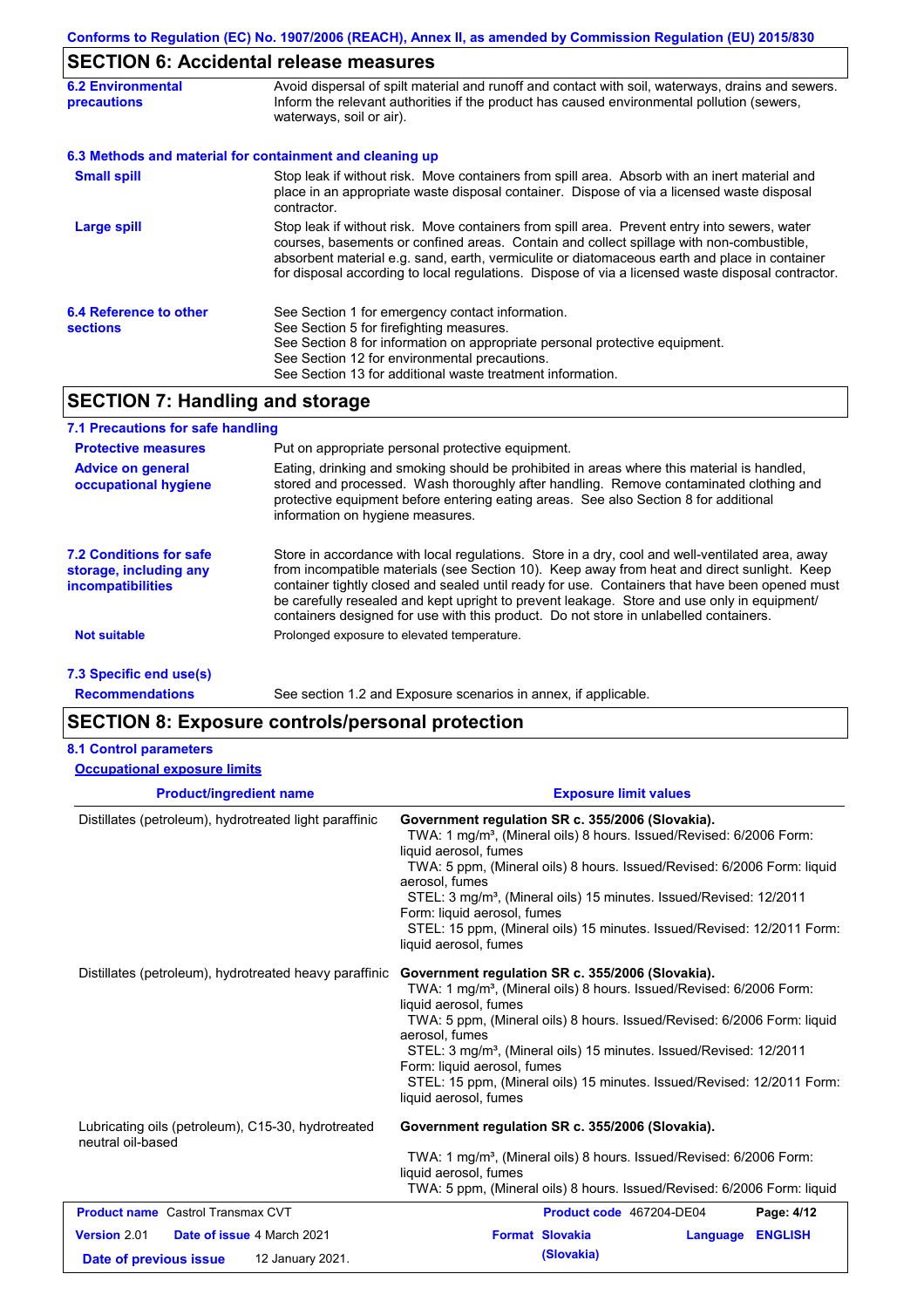## SECTION 6: Accidental release measures

**6.2 Environmental precautions**

Avoid dispersal of spilt material and runoff and contact with soil, waterways, drains and sewers. Inform the relevant authorities if the product has caused environmental pollution (sewers, waterways, soil or air).

### 6.3 Methods and material for containment and cleaning up

**Small spill**

Stop leak if without risk. Move containers from spill area. Absorb with an inert material and place in an appropriate waste disposal container. Dispose of via a licensed waste disposal contractor.

**Large spill**

Stop leak if without risk. Move containers from spill area. Prevent entry into sewers, water courses, basements or confined areas. Contain and collect spillage with non-combustible, absorbent material e.g. sand, earth, vermiculite or diatomaceous earth and place in container for disposal according to local regulations. Dispose of via a licensed waste disposal contractor.

**6.4 Reference to other sections**

See Section 1 for emergency contact information.
See Section 5 for firefighting measures.
See Section 8 for information on appropriate personal protective equipment.
See Section 12 for environmental precautions.
See Section 13 for additional waste treatment information.

## SECTION 7: Handling and storage

### 7.1 Precautions for safe handling

**Protective measures**

Put on appropriate personal protective equipment.

**Advice on general occupational hygiene**

Eating, drinking and smoking should be prohibited in areas where this material is handled, stored and processed. Wash thoroughly after handling. Remove contaminated clothing and protective equipment before entering eating areas. See also Section 8 for additional information on hygiene measures.

**7.2 Conditions for safe storage, including any incompatibilities**

Store in accordance with local regulations. Store in a dry, cool and well-ventilated area, away from incompatible materials (see Section 10). Keep away from heat and direct sunlight. Keep container tightly closed and sealed until ready for use. Containers that have been opened must be carefully resealed and kept upright to prevent leakage. Store and use only in equipment/ containers designed for use with this product. Do not store in unlabelled containers.

**Not suitable**

Prolonged exposure to elevated temperature.

### 7.3 Specific end use(s)

**Recommendations**

See section 1.2 and Exposure scenarios in annex, if applicable.

## SECTION 8: Exposure controls/personal protection

### 8.1 Control parameters

**Occupational exposure limits**

| Product/ingredient name | Exposure limit values |
|---|---|
| Distillates (petroleum), hydrotreated light paraffinic | **Government regulation SR c. 355/2006 (Slovakia).**<br>TWA: 1 mg/m³, (Mineral oils) 8 hours. Issued/Revised: 6/2006 Form: liquid aerosol, fumes<br>TWA: 5 ppm, (Mineral oils) 8 hours. Issued/Revised: 6/2006 Form: liquid aerosol, fumes<br>STEL: 3 mg/m³, (Mineral oils) 15 minutes. Issued/Revised: 12/2011 Form: liquid aerosol, fumes<br>STEL: 15 ppm, (Mineral oils) 15 minutes. Issued/Revised: 12/2011 Form: liquid aerosol, fumes |
| Distillates (petroleum), hydrotreated heavy paraffinic | **Government regulation SR c. 355/2006 (Slovakia).**<br>TWA: 1 mg/m³, (Mineral oils) 8 hours. Issued/Revised: 6/2006 Form: liquid aerosol, fumes<br>TWA: 5 ppm, (Mineral oils) 8 hours. Issued/Revised: 6/2006 Form: liquid aerosol, fumes<br>STEL: 3 mg/m³, (Mineral oils) 15 minutes. Issued/Revised: 12/2011 Form: liquid aerosol, fumes<br>STEL: 15 ppm, (Mineral oils) 15 minutes. Issued/Revised: 12/2011 Form: liquid aerosol, fumes |
| Lubricating oils (petroleum), C15-30, hydrotreated neutral oil-based | **Government regulation SR c. 355/2006 (Slovakia).**<br>TWA: 1 mg/m³, (Mineral oils) 8 hours. Issued/Revised: 6/2006 Form: liquid aerosol, fumes<br>TWA: 5 ppm, (Mineral oils) 8 hours. Issued/Revised: 6/2006 Form: liquid |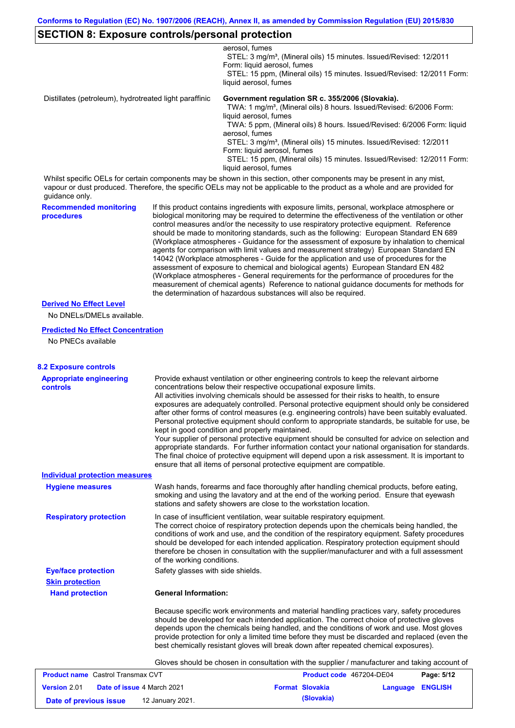## SECTION 8: Exposure controls/personal protection

| | |
|---|---|
| | aerosol, fumes<br>STEL: 3 mg/m³, (Mineral oils) 15 minutes. Issued/Revised: 12/2011 Form: liquid aerosol, fumes<br>STEL: 15 ppm, (Mineral oils) 15 minutes. Issued/Revised: 12/2011 Form: liquid aerosol, fumes |
| Distillates (petroleum), hydrotreated light paraffinic | **Government regulation SR c. 355/2006 (Slovakia).**<br>TWA: 1 mg/m³, (Mineral oils) 8 hours. Issued/Revised: 6/2006 Form: liquid aerosol, fumes<br>TWA: 5 ppm, (Mineral oils) 8 hours. Issued/Revised: 6/2006 Form: liquid aerosol, fumes<br>STEL: 3 mg/m³, (Mineral oils) 15 minutes. Issued/Revised: 12/2011 Form: liquid aerosol, fumes<br>STEL: 15 ppm, (Mineral oils) 15 minutes. Issued/Revised: 12/2011 Form: liquid aerosol, fumes |

Whilst specific OELs for certain components may be shown in this section, other components may be present in any mist, vapour or dust produced. Therefore, the specific OELs may not be applicable to the product as a whole and are provided for guidance only.

**Recommended monitoring procedures**

If this product contains ingredients with exposure limits, personal, workplace atmosphere or biological monitoring may be required to determine the effectiveness of the ventilation or other control measures and/or the necessity to use respiratory protective equipment. Reference should be made to monitoring standards, such as the following: European Standard EN 689 (Workplace atmospheres - Guidance for the assessment of exposure by inhalation to chemical agents for comparison with limit values and measurement strategy) European Standard EN 14042 (Workplace atmospheres - Guide for the application and use of procedures for the assessment of exposure to chemical and biological agents) European Standard EN 482 (Workplace atmospheres - General requirements for the performance of procedures for the measurement of chemical agents) Reference to national guidance documents for methods for the determination of hazardous substances will also be required.

**Derived No Effect Level**

No DNELs/DMELs available.

**Predicted No Effect Concentration**

No PNECs available

### 8.2 Exposure controls

**Appropriate engineering controls**

Provide exhaust ventilation or other engineering controls to keep the relevant airborne concentrations below their respective occupational exposure limits.
All activities involving chemicals should be assessed for their risks to health, to ensure exposures are adequately controlled. Personal protective equipment should only be considered after other forms of control measures (e.g. engineering controls) have been suitably evaluated. Personal protective equipment should conform to appropriate standards, be suitable for use, be kept in good condition and properly maintained.
Your supplier of personal protective equipment should be consulted for advice on selection and appropriate standards. For further information contact your national organisation for standards. The final choice of protective equipment will depend upon a risk assessment. It is important to ensure that all items of personal protective equipment are compatible.

**Individual protection measures**

**Hygiene measures**

Wash hands, forearms and face thoroughly after handling chemical products, before eating, smoking and using the lavatory and at the end of the working period. Ensure that eyewash stations and safety showers are close to the workstation location.

**Respiratory protection**

In case of insufficient ventilation, wear suitable respiratory equipment.
The correct choice of respiratory protection depends upon the chemicals being handled, the conditions of work and use, and the condition of the respiratory equipment. Safety procedures should be developed for each intended application. Respiratory protection equipment should therefore be chosen in consultation with the supplier/manufacturer and with a full assessment of the working conditions.

**Eye/face protection**

Safety glasses with side shields.

**Skin protection**

**Hand protection**

**General Information:**

Because specific work environments and material handling practices vary, safety procedures should be developed for each intended application. The correct choice of protective gloves depends upon the chemicals being handled, and the conditions of work and use. Most gloves provide protection for only a limited time before they must be discarded and replaced (even the best chemically resistant gloves will break down after repeated chemical exposures).

Gloves should be chosen in consultation with the supplier / manufacturer and taking account of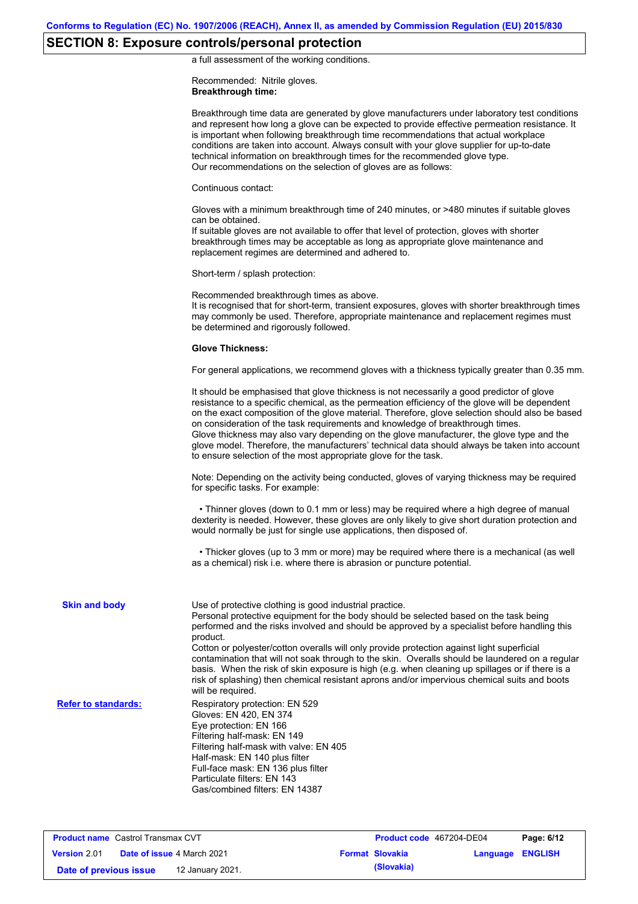## SECTION 8: Exposure controls/personal protection

a full assessment of the working conditions.

Recommended: Nitrile gloves.
**Breakthrough time:**

Breakthrough time data are generated by glove manufacturers under laboratory test conditions and represent how long a glove can be expected to provide effective permeation resistance. It is important when following breakthrough time recommendations that actual workplace conditions are taken into account. Always consult with your glove supplier for up-to-date technical information on breakthrough times for the recommended glove type.
Our recommendations on the selection of gloves are as follows:

Continuous contact:

Gloves with a minimum breakthrough time of 240 minutes, or >480 minutes if suitable gloves can be obtained.
If suitable gloves are not available to offer that level of protection, gloves with shorter breakthrough times may be acceptable as long as appropriate glove maintenance and replacement regimes are determined and adhered to.

Short-term / splash protection:

Recommended breakthrough times as above.
It is recognised that for short-term, transient exposures, gloves with shorter breakthrough times may commonly be used. Therefore, appropriate maintenance and replacement regimes must be determined and rigorously followed.

**Glove Thickness:**

For general applications, we recommend gloves with a thickness typically greater than 0.35 mm.

It should be emphasised that glove thickness is not necessarily a good predictor of glove resistance to a specific chemical, as the permeation efficiency of the glove will be dependent on the exact composition of the glove material. Therefore, glove selection should also be based on consideration of the task requirements and knowledge of breakthrough times.
Glove thickness may also vary depending on the glove manufacturer, the glove type and the glove model. Therefore, the manufacturers' technical data should always be taken into account to ensure selection of the most appropriate glove for the task.

Note: Depending on the activity being conducted, gloves of varying thickness may be required for specific tasks. For example:

- Thinner gloves (down to 0.1 mm or less) may be required where a high degree of manual dexterity is needed. However, these gloves are only likely to give short duration protection and would normally be just for single use applications, then disposed of.

- Thicker gloves (up to 3 mm or more) may be required where there is a mechanical (as well as a chemical) risk i.e. where there is abrasion or puncture potential.

**Skin and body**

Use of protective clothing is good industrial practice.
Personal protective equipment for the body should be selected based on the task being performed and the risks involved and should be approved by a specialist before handling this product.
Cotton or polyester/cotton overalls will only provide protection against light superficial contamination that will not soak through to the skin. Overalls should be laundered on a regular basis. When the risk of skin exposure is high (e.g. when cleaning up spillages or if there is a risk of splashing) then chemical resistant aprons and/or impervious chemical suits and boots will be required.

**Refer to standards:**

Respiratory protection: EN 529
Gloves: EN 420, EN 374
Eye protection: EN 166
Filtering half-mask: EN 149
Filtering half-mask with valve: EN 405
Half-mask: EN 140 plus filter
Full-face mask: EN 136 plus filter
Particulate filters: EN 143
Gas/combined filters: EN 14387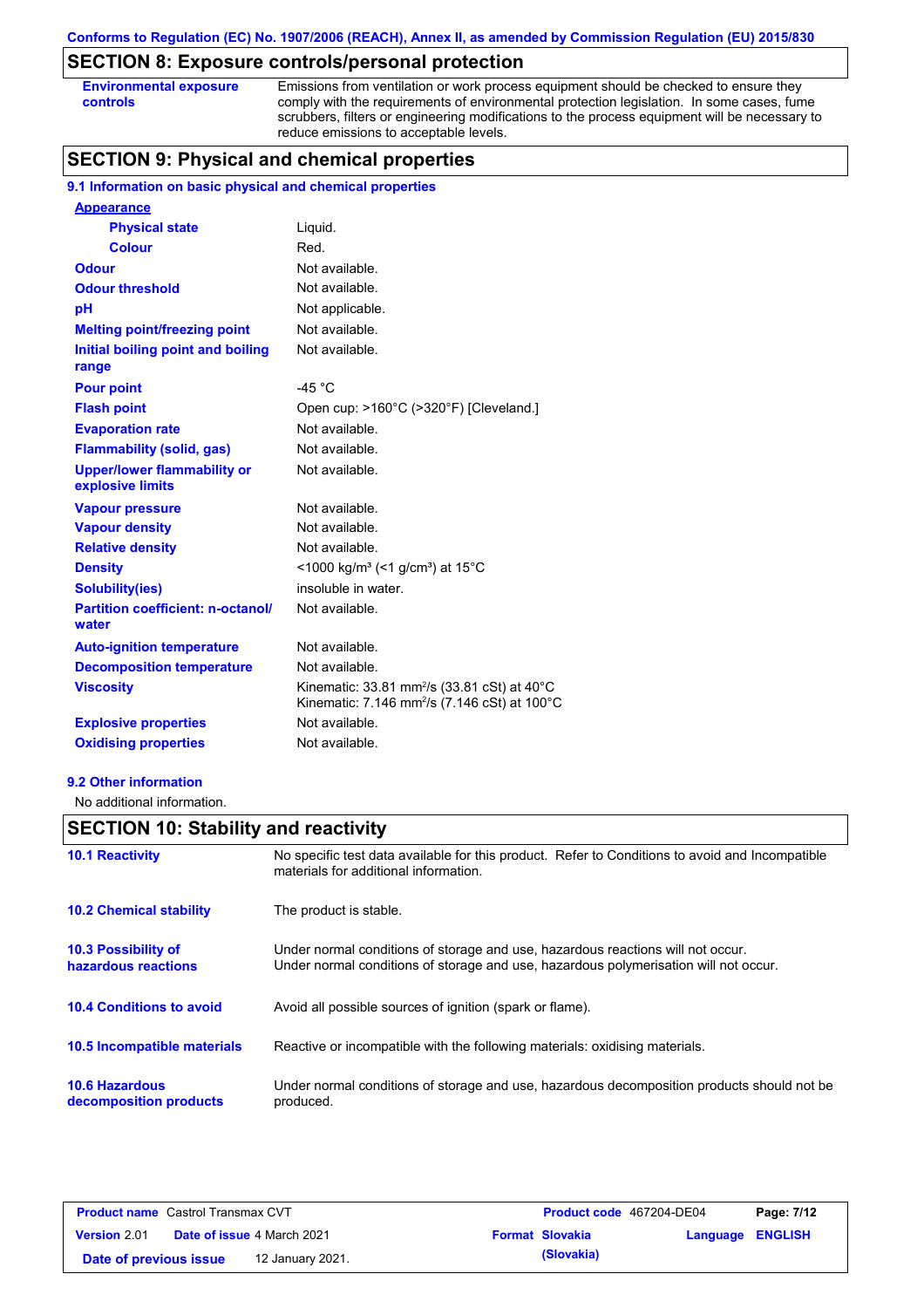Conforms to Regulation (EC) No. 1907/2006 (REACH), Annex II, as amended by Commission Regulation (EU) 2015/830

## SECTION 8: Exposure controls/personal protection

| | |
|---|---|
| **Environmental exposure controls** | Emissions from ventilation or work process equipment should be checked to ensure they comply with the requirements of environmental protection legislation. In some cases, fume scrubbers, filters or engineering modifications to the process equipment will be necessary to reduce emissions to acceptable levels. |

## SECTION 9: Physical and chemical properties

### 9.1 Information on basic physical and chemical properties

| | |
|---|---|
| **Appearance** | |
| **Physical state** | Liquid. |
| **Colour** | Red. |
| **Odour** | Not available. |
| **Odour threshold** | Not available. |
| **pH** | Not applicable. |
| **Melting point/freezing point** | Not available. |
| **Initial boiling point and boiling range** | Not available. |
| **Pour point** | -45 °C |
| **Flash point** | Open cup: >160°C (>320°F) [Cleveland.] |
| **Evaporation rate** | Not available. |
| **Flammability (solid, gas)** | Not available. |
| **Upper/lower flammability or explosive limits** | Not available. |
| **Vapour pressure** | Not available. |
| **Vapour density** | Not available. |
| **Relative density** | Not available. |
| **Density** | <1000 kg/m³ (<1 g/cm³) at 15°C |
| **Solubility(ies)** | insoluble in water. |
| **Partition coefficient: n-octanol/water** | Not available. |
| **Auto-ignition temperature** | Not available. |
| **Decomposition temperature** | Not available. |
| **Viscosity** | Kinematic: 33.81 mm²/s (33.81 cSt) at 40°C<br>Kinematic: 7.146 mm²/s (7.146 cSt) at 100°C |
| **Explosive properties** | Not available. |
| **Oxidising properties** | Not available. |

### 9.2 Other information

No additional information.

## SECTION 10: Stability and reactivity

| | |
|---|---|
| **10.1 Reactivity** | No specific test data available for this product. Refer to Conditions to avoid and Incompatible materials for additional information. |
| **10.2 Chemical stability** | The product is stable. |
| **10.3 Possibility of hazardous reactions** | Under normal conditions of storage and use, hazardous reactions will not occur.<br>Under normal conditions of storage and use, hazardous polymerisation will not occur. |
| **10.4 Conditions to avoid** | Avoid all possible sources of ignition (spark or flame). |
| **10.5 Incompatible materials** | Reactive or incompatible with the following materials: oxidising materials. |
| **10.6 Hazardous decomposition products** | Under normal conditions of storage and use, hazardous decomposition products should not be produced. |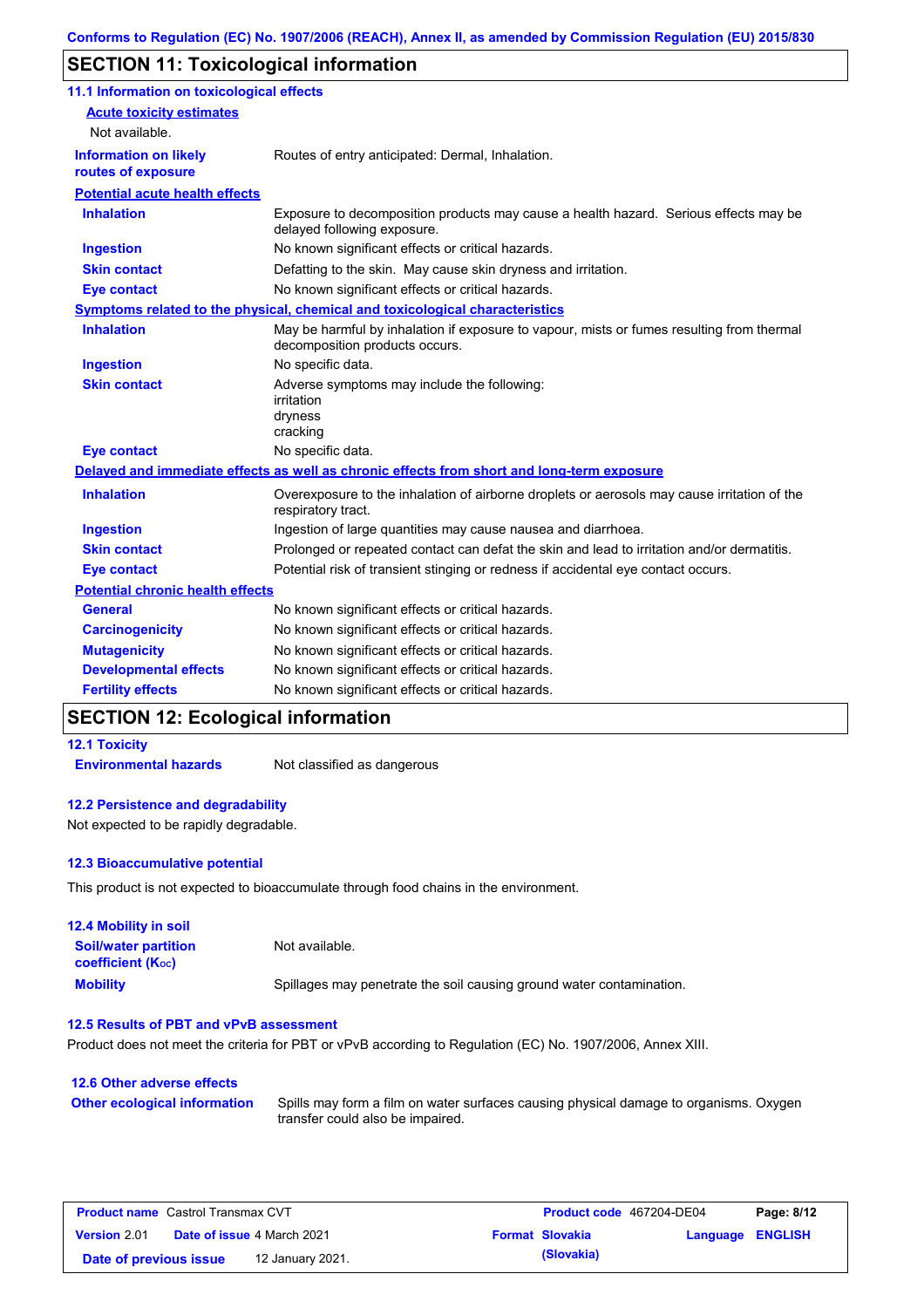## SECTION 11: Toxicological information

### 11.1 Information on toxicological effects

**Acute toxicity estimates**

Not available.

| | |
|---|---|
| **Information on likely routes of exposure** | Routes of entry anticipated: Dermal, Inhalation. |

**Potential acute health effects**

| | |
|---|---|
| **Inhalation** | Exposure to decomposition products may cause a health hazard. Serious effects may be delayed following exposure. |
| **Ingestion** | No known significant effects or critical hazards. |
| **Skin contact** | Defatting to the skin. May cause skin dryness and irritation. |
| **Eye contact** | No known significant effects or critical hazards. |

**Symptoms related to the physical, chemical and toxicological characteristics**

| | |
|---|---|
| **Inhalation** | May be harmful by inhalation if exposure to vapour, mists or fumes resulting from thermal decomposition products occurs. |
| **Ingestion** | No specific data. |
| **Skin contact** | Adverse symptoms may include the following:<br>irritation<br>dryness<br>cracking |
| **Eye contact** | No specific data. |

**Delayed and immediate effects as well as chronic effects from short and long-term exposure**

| | |
|---|---|
| **Inhalation** | Overexposure to the inhalation of airborne droplets or aerosols may cause irritation of the respiratory tract. |
| **Ingestion** | Ingestion of large quantities may cause nausea and diarrhoea. |
| **Skin contact** | Prolonged or repeated contact can defat the skin and lead to irritation and/or dermatitis. |
| **Eye contact** | Potential risk of transient stinging or redness if accidental eye contact occurs. |

**Potential chronic health effects**

| | |
|---|---|
| **General** | No known significant effects or critical hazards. |
| **Carcinogenicity** | No known significant effects or critical hazards. |
| **Mutagenicity** | No known significant effects or critical hazards. |
| **Developmental effects** | No known significant effects or critical hazards. |
| **Fertility effects** | No known significant effects or critical hazards. |

## SECTION 12: Ecological information

### 12.1 Toxicity

| | |
|---|---|
| **Environmental hazards** | Not classified as dangerous |

### 12.2 Persistence and degradability

Not expected to be rapidly degradable.

### 12.3 Bioaccumulative potential

This product is not expected to bioaccumulate through food chains in the environment.

### 12.4 Mobility in soil

| | |
|---|---|
| **Soil/water partition coefficient ($K_{OC}$)** | Not available. |
| **Mobility** | Spillages may penetrate the soil causing ground water contamination. |

### 12.5 Results of PBT and vPvB assessment

Product does not meet the criteria for PBT or vPvB according to Regulation (EC) No. 1907/2006, Annex XIII.

### 12.6 Other adverse effects

| | |
|---|---|
| **Other ecological information** | Spills may form a film on water surfaces causing physical damage to organisms. Oxygen transfer could also be impaired. |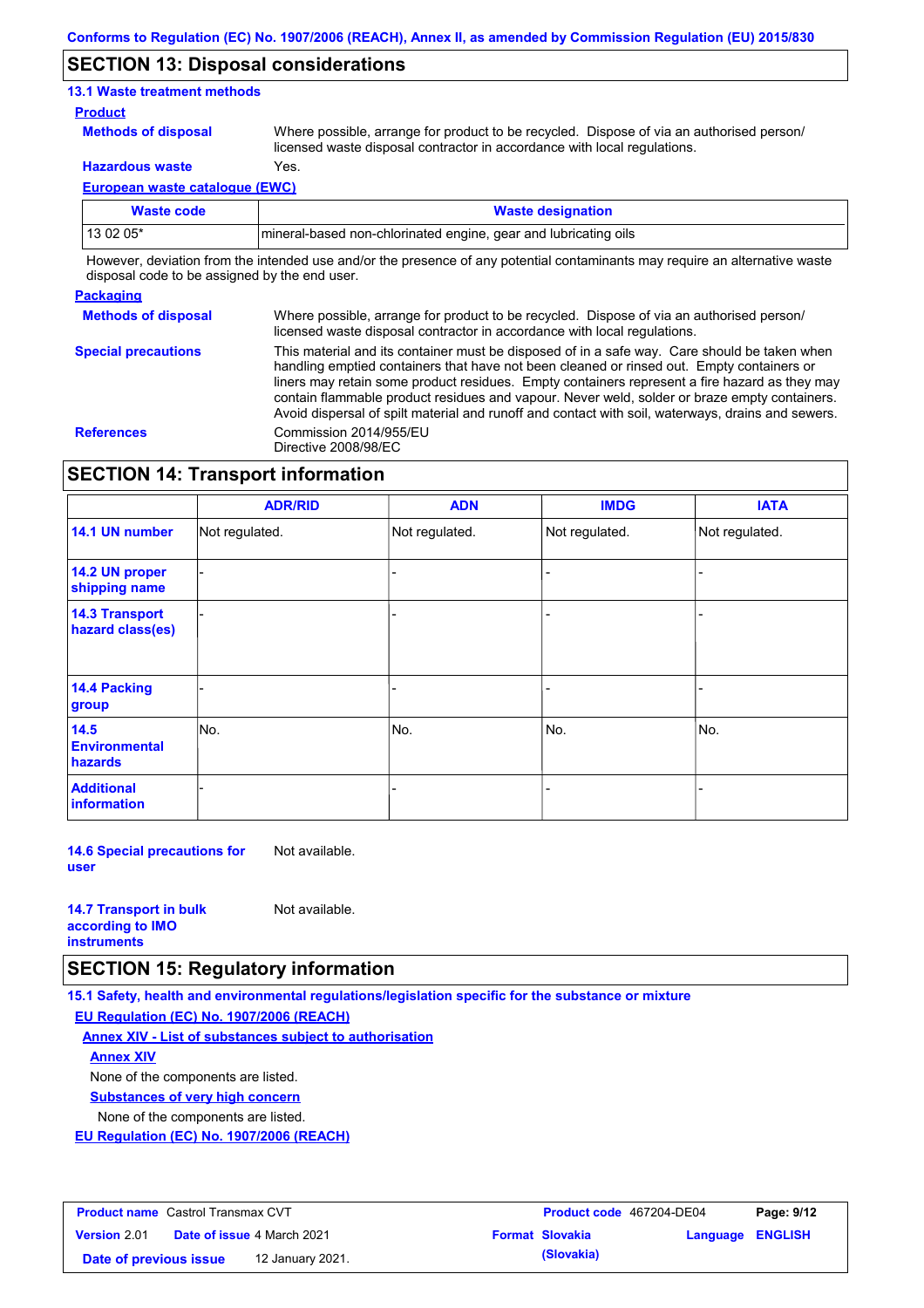## SECTION 13: Disposal considerations

### 13.1 Waste treatment methods

**Product**

**Methods of disposal** Where possible, arrange for product to be recycled. Dispose of via an authorised person/ licensed waste disposal contractor in accordance with local regulations.

**Hazardous waste** Yes.

**European waste catalogue (EWC)**

| Waste code | Waste designation |
|---|---|
| 13 02 05* | mineral-based non-chlorinated engine, gear and lubricating oils |

However, deviation from the intended use and/or the presence of any potential contaminants may require an alternative waste disposal code to be assigned by the end user.

**Packaging**

**Methods of disposal** Where possible, arrange for product to be recycled. Dispose of via an authorised person/ licensed waste disposal contractor in accordance with local regulations.

**Special precautions** This material and its container must be disposed of in a safe way. Care should be taken when handling emptied containers that have not been cleaned or rinsed out. Empty containers or liners may retain some product residues. Empty containers represent a fire hazard as they may contain flammable product residues and vapour. Never weld, solder or braze empty containers. Avoid dispersal of spilt material and runoff and contact with soil, waterways, drains and sewers.

**References** Commission 2014/955/EU
Directive 2008/98/EC

## SECTION 14: Transport information

| | ADR/RID | ADN | IMDG | IATA |
|---|---|---|---|---|
| **14.1 UN number** | Not regulated. | Not regulated. | Not regulated. | Not regulated. |
| **14.2 UN proper shipping name** | - | - | - | - |
| **14.3 Transport hazard class(es)** | - | - | - | - |
| **14.4 Packing group** | - | - | - | - |
| **14.5 Environmental hazards** | No. | No. | No. | No. |
| **Additional information** | - | - | - | - |

**14.6 Special precautions for user** Not available.

**14.7 Transport in bulk according to IMO instruments** Not available.

## SECTION 15: Regulatory information

### 15.1 Safety, health and environmental regulations/legislation specific for the substance or mixture

**EU Regulation (EC) No. 1907/2006 (REACH)**

**Annex XIV - List of substances subject to authorisation**

**Annex XIV**

None of the components are listed.

**Substances of very high concern**

None of the components are listed.

**EU Regulation (EC) No. 1907/2006 (REACH)**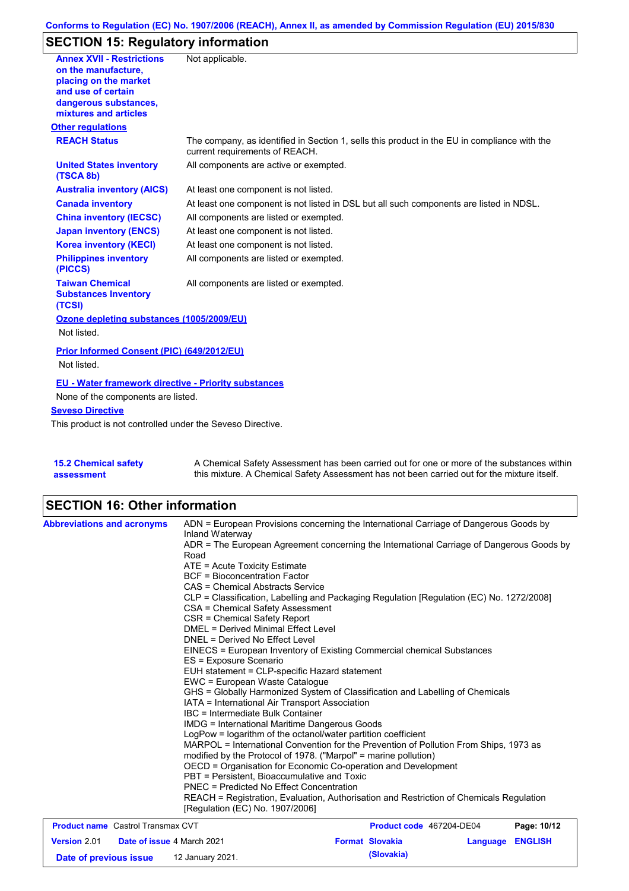## SECTION 15: Regulatory information

| | |
|---|---|
| **Annex XVII - Restrictions on the manufacture, placing on the market and use of certain dangerous substances, mixtures and articles** | Not applicable. |

**Other regulations**

| | |
|---|---|
| **REACH Status** | The company, as identified in Section 1, sells this product in the EU in compliance with the current requirements of REACH. |
| **United States inventory (TSCA 8b)** | All components are active or exempted. |
| **Australia inventory (AICS)** | At least one component is not listed. |
| **Canada inventory** | At least one component is not listed in DSL but all such components are listed in NDSL. |
| **China inventory (IECSC)** | All components are listed or exempted. |
| **Japan inventory (ENCS)** | At least one component is not listed. |
| **Korea inventory (KECI)** | At least one component is not listed. |
| **Philippines inventory (PICCS)** | All components are listed or exempted. |
| **Taiwan Chemical Substances Inventory (TCSI)** | All components are listed or exempted. |

**Ozone depleting substances (1005/2009/EU)**

Not listed.

**Prior Informed Consent (PIC) (649/2012/EU)**

Not listed.

**EU - Water framework directive - Priority substances**

None of the components are listed.

**Seveso Directive**

This product is not controlled under the Seveso Directive.

| | |
|---|---|
| **15.2 Chemical safety assessment** | A Chemical Safety Assessment has been carried out for one or more of the substances within this mixture. A Chemical Safety Assessment has not been carried out for the mixture itself. |

## SECTION 16: Other information

**Abbreviations and acronyms**

ADN = European Provisions concerning the International Carriage of Dangerous Goods by Inland Waterway
ADR = The European Agreement concerning the International Carriage of Dangerous Goods by Road
ATE = Acute Toxicity Estimate
BCF = Bioconcentration Factor
CAS = Chemical Abstracts Service
CLP = Classification, Labelling and Packaging Regulation [Regulation (EC) No. 1272/2008]
CSA = Chemical Safety Assessment
CSR = Chemical Safety Report
DMEL = Derived Minimal Effect Level
DNEL = Derived No Effect Level
EINECS = European Inventory of Existing Commercial chemical Substances
ES = Exposure Scenario
EUH statement = CLP-specific Hazard statement
EWC = European Waste Catalogue
GHS = Globally Harmonized System of Classification and Labelling of Chemicals
IATA = International Air Transport Association
IBC = Intermediate Bulk Container
IMDG = International Maritime Dangerous Goods
LogPow = logarithm of the octanol/water partition coefficient
MARPOL = International Convention for the Prevention of Pollution From Ships, 1973 as modified by the Protocol of 1978. ("Marpol" = marine pollution)
OECD = Organisation for Economic Co-operation and Development
PBT = Persistent, Bioaccumulative and Toxic
PNEC = Predicted No Effect Concentration
REACH = Registration, Evaluation, Authorisation and Restriction of Chemicals Regulation [Regulation (EC) No. 1907/2006]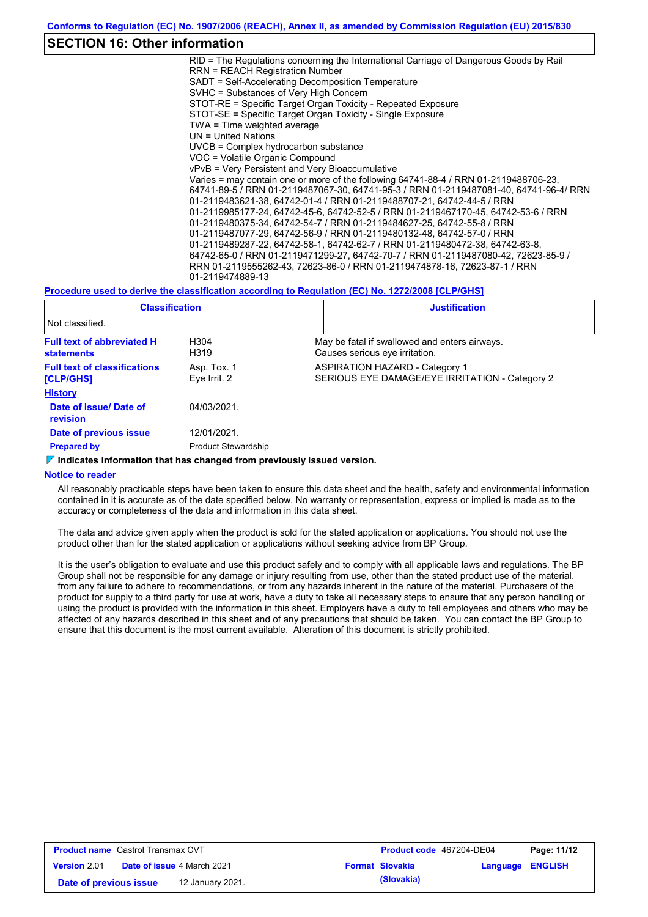## SECTION 16: Other information

RID = The Regulations concerning the International Carriage of Dangerous Goods by Rail
RRN = REACH Registration Number
SADT = Self-Accelerating Decomposition Temperature
SVHC = Substances of Very High Concern
STOT-RE = Specific Target Organ Toxicity - Repeated Exposure
STOT-SE = Specific Target Organ Toxicity - Single Exposure
TWA = Time weighted average
UN = United Nations
UVCB = Complex hydrocarbon substance
VOC = Volatile Organic Compound
vPvB = Very Persistent and Very Bioaccumulative
Varies = may contain one or more of the following 64741-88-4 / RRN 01-2119488706-23, 64741-89-5 / RRN 01-2119487067-30, 64741-95-3 / RRN 01-2119487081-40, 64741-96-4/ RRN 01-2119483621-38, 64742-01-4 / RRN 01-2119488707-21, 64742-44-5 / RRN 01-2119985177-24, 64742-45-6, 64742-52-5 / RRN 01-2119467170-45, 64742-53-6 / RRN 01-2119480375-34, 64742-54-7 / RRN 01-2119484627-25, 64742-55-8 / RRN 01-2119487077-29, 64742-56-9 / RRN 01-2119480132-48, 64742-57-0 / RRN 01-2119489287-22, 64742-58-1, 64742-62-7 / RRN 01-2119480472-38, 64742-63-8, 64742-65-0 / RRN 01-2119471299-27, 64742-70-7 / RRN 01-2119487080-42, 72623-85-9 / RRN 01-2119555262-43, 72623-86-0 / RRN 01-2119474878-16, 72623-87-1 / RRN 01-2119474889-13

**Procedure used to derive the classification according to Regulation (EC) No. 1272/2008 [CLP/GHS]**

| Classification | Justification |
|---|---|
| Not classified. | |

| | | |
|---|---|---|
| **Full text of abbreviated H statements** | H304<br>H319 | May be fatal if swallowed and enters airways.<br>Causes serious eye irritation. |
| **Full text of classifications [CLP/GHS]** | Asp. Tox. 1<br>Eye Irrit. 2 | ASPIRATION HAZARD - Category 1<br>SERIOUS EYE DAMAGE/EYE IRRITATION - Category 2 |

**History**

| | |
|---|---|
| **Date of issue/ Date of revision** | 04/03/2021. |
| **Date of previous issue** | 12/01/2021. |
| **Prepared by** | Product Stewardship |

**▼ Indicates information that has changed from previously issued version.**

**Notice to reader**

All reasonably practicable steps have been taken to ensure this data sheet and the health, safety and environmental information contained in it is accurate as of the date specified below. No warranty or representation, express or implied is made as to the accuracy or completeness of the data and information in this data sheet.

The data and advice given apply when the product is sold for the stated application or applications. You should not use the product other than for the stated application or applications without seeking advice from BP Group.

It is the user's obligation to evaluate and use this product safely and to comply with all applicable laws and regulations. The BP Group shall not be responsible for any damage or injury resulting from use, other than the stated product use of the material, from any failure to adhere to recommendations, or from any hazards inherent in the nature of the material. Purchasers of the product for supply to a third party for use at work, have a duty to take all necessary steps to ensure that any person handling or using the product is provided with the information in this sheet. Employers have a duty to tell employees and others who may be affected of any hazards described in this sheet and of any precautions that should be taken. You can contact the BP Group to ensure that this document is the most current available. Alteration of this document is strictly prohibited.